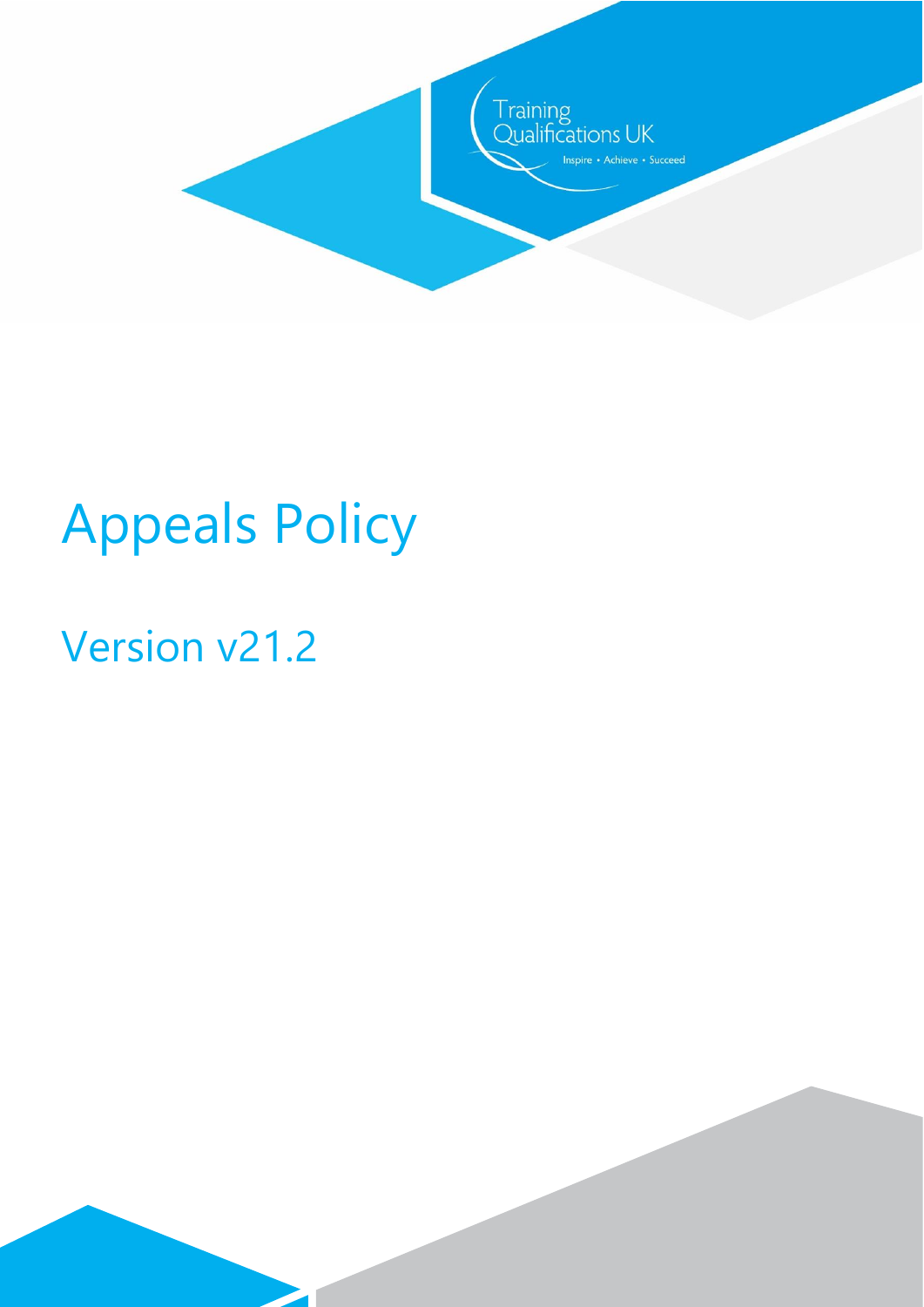Training Qualifications UK

Inspire • Achieve • Succeed

# Appeals Policy

## Version v21.2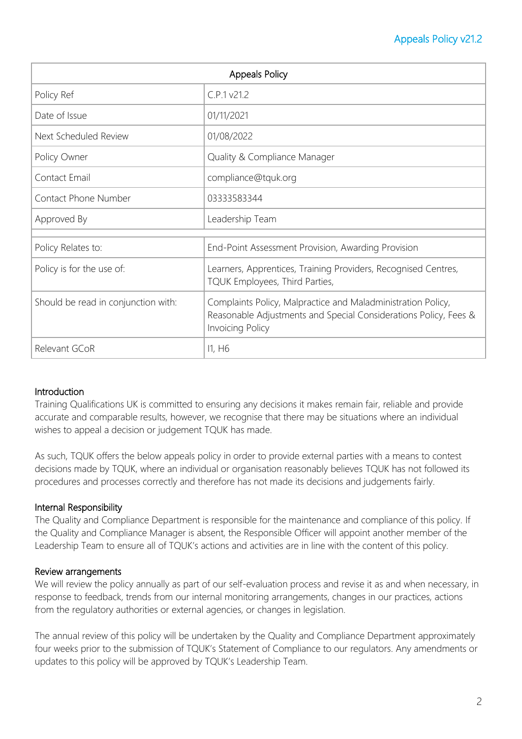| Appeals Policy | |
|---|---|
| Policy Ref | C.P.1 v21.2 |
| Date of Issue | 01/11/2021 |
| Next Scheduled Review | 01/08/2022 |
| Policy Owner | Quality & Compliance Manager |
| Contact Email | compliance@tquk.org |
| Contact Phone Number | 03333583344 |
| Approved By | Leadership Team |
| | |
| Policy Relates to: | End-Point Assessment Provision, Awarding Provision |
| Policy is for the use of: | Learners, Apprentices, Training Providers, Recognised Centres, TQUK Employees, Third Parties, |
| Should be read in conjunction with: | Complaints Policy, Malpractice and Maladministration Policy, Reasonable Adjustments and Special Considerations Policy, Fees & Invoicing Policy |
| Relevant GCoR | I1, H6 |

## Introduction

Training Qualifications UK is committed to ensuring any decisions it makes remain fair, reliable and provide accurate and comparable results, however, we recognise that there may be situations where an individual wishes to appeal a decision or judgement TQUK has made.

As such, TQUK offers the below appeals policy in order to provide external parties with a means to contest decisions made by TQUK, where an individual or organisation reasonably believes TQUK has not followed its procedures and processes correctly and therefore has not made its decisions and judgements fairly.

## Internal Responsibility

The Quality and Compliance Department is responsible for the maintenance and compliance of this policy. If the Quality and Compliance Manager is absent, the Responsible Officer will appoint another member of the Leadership Team to ensure all of TQUK's actions and activities are in line with the content of this policy.

## Review arrangements

We will review the policy annually as part of our self-evaluation process and revise it as and when necessary, in response to feedback, trends from our internal monitoring arrangements, changes in our practices, actions from the regulatory authorities or external agencies, or changes in legislation.

The annual review of this policy will be undertaken by the Quality and Compliance Department approximately four weeks prior to the submission of TQUK's Statement of Compliance to our regulators. Any amendments or updates to this policy will be approved by TQUK's Leadership Team.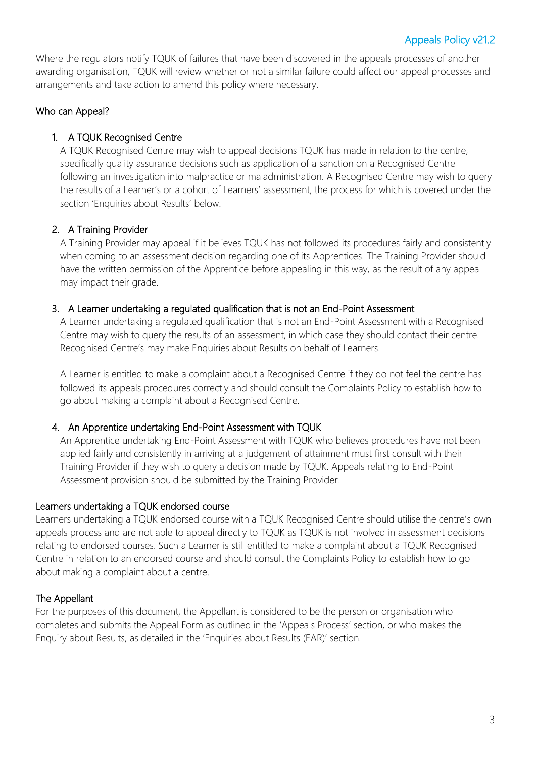Where the regulators notify TQUK of failures that have been discovered in the appeals processes of another awarding organisation, TQUK will review whether or not a similar failure could affect our appeal processes and arrangements and take action to amend this policy where necessary.

## Who can Appeal?

1. A TQUK Recognised Centre

   A TQUK Recognised Centre may wish to appeal decisions TQUK has made in relation to the centre, specifically quality assurance decisions such as application of a sanction on a Recognised Centre following an investigation into malpractice or maladministration. A Recognised Centre may wish to query the results of a Learner's or a cohort of Learners' assessment, the process for which is covered under the section 'Enquiries about Results' below.

2. A Training Provider

   A Training Provider may appeal if it believes TQUK has not followed its procedures fairly and consistently when coming to an assessment decision regarding one of its Apprentices. The Training Provider should have the written permission of the Apprentice before appealing in this way, as the result of any appeal may impact their grade.

3. A Learner undertaking a regulated qualification that is not an End-Point Assessment

   A Learner undertaking a regulated qualification that is not an End-Point Assessment with a Recognised Centre may wish to query the results of an assessment, in which case they should contact their centre. Recognised Centre's may make Enquiries about Results on behalf of Learners.

   A Learner is entitled to make a complaint about a Recognised Centre if they do not feel the centre has followed its appeals procedures correctly and should consult the Complaints Policy to establish how to go about making a complaint about a Recognised Centre.

4. An Apprentice undertaking End-Point Assessment with TQUK

   An Apprentice undertaking End-Point Assessment with TQUK who believes procedures have not been applied fairly and consistently in arriving at a judgement of attainment must first consult with their Training Provider if they wish to query a decision made by TQUK. Appeals relating to End-Point Assessment provision should be submitted by the Training Provider.

## Learners undertaking a TQUK endorsed course

Learners undertaking a TQUK endorsed course with a TQUK Recognised Centre should utilise the centre's own appeals process and are not able to appeal directly to TQUK as TQUK is not involved in assessment decisions relating to endorsed courses. Such a Learner is still entitled to make a complaint about a TQUK Recognised Centre in relation to an endorsed course and should consult the Complaints Policy to establish how to go about making a complaint about a centre.

## The Appellant

For the purposes of this document, the Appellant is considered to be the person or organisation who completes and submits the Appeal Form as outlined in the 'Appeals Process' section, or who makes the Enquiry about Results, as detailed in the 'Enquiries about Results (EAR)' section.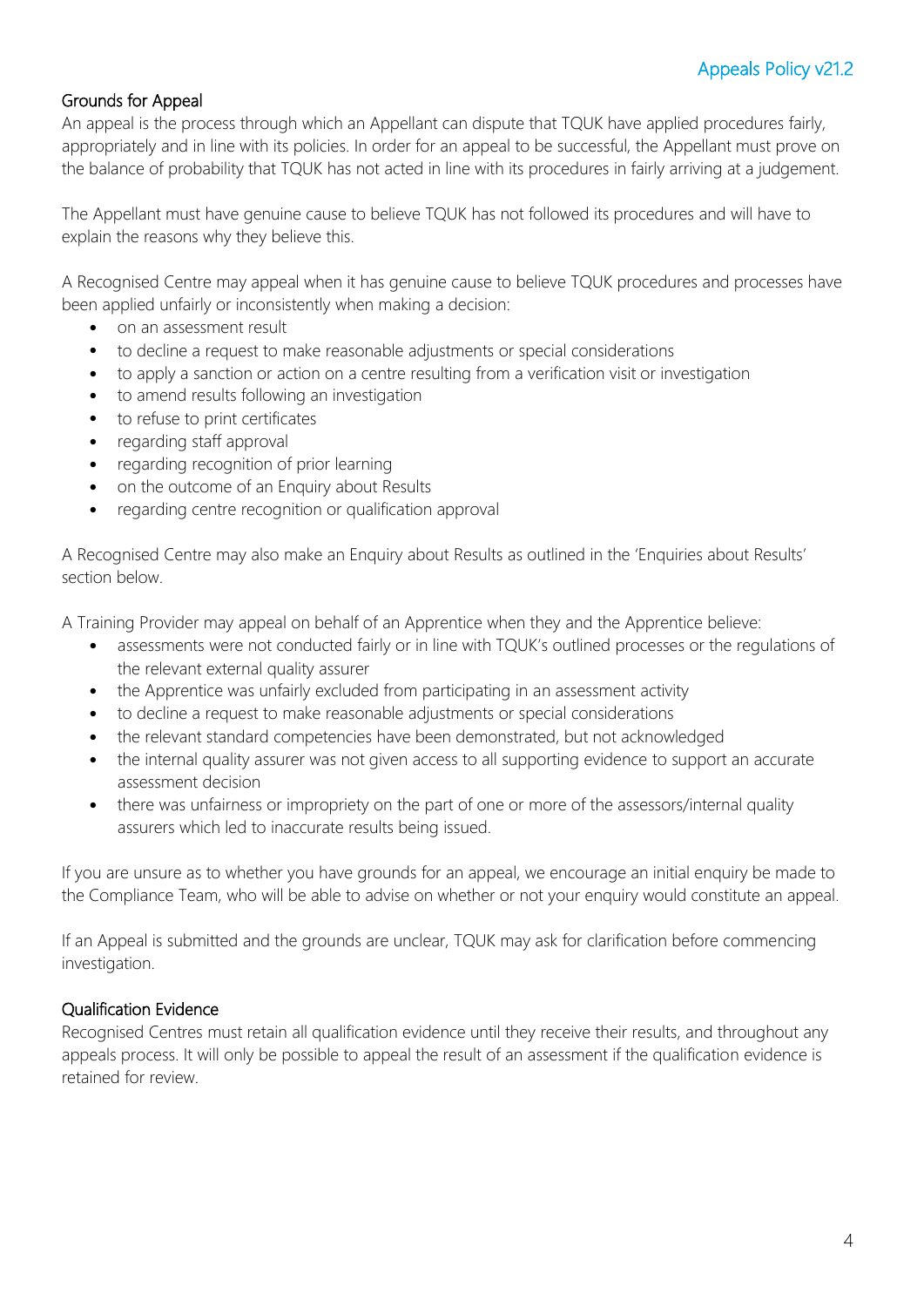## Grounds for Appeal

An appeal is the process through which an Appellant can dispute that TQUK have applied procedures fairly, appropriately and in line with its policies. In order for an appeal to be successful, the Appellant must prove on the balance of probability that TQUK has not acted in line with its procedures in fairly arriving at a judgement.

The Appellant must have genuine cause to believe TQUK has not followed its procedures and will have to explain the reasons why they believe this.

A Recognised Centre may appeal when it has genuine cause to believe TQUK procedures and processes have been applied unfairly or inconsistently when making a decision:

- on an assessment result
- to decline a request to make reasonable adjustments or special considerations
- to apply a sanction or action on a centre resulting from a verification visit or investigation
- to amend results following an investigation
- to refuse to print certificates
- regarding staff approval
- regarding recognition of prior learning
- on the outcome of an Enquiry about Results
- regarding centre recognition or qualification approval

A Recognised Centre may also make an Enquiry about Results as outlined in the 'Enquiries about Results' section below.

A Training Provider may appeal on behalf of an Apprentice when they and the Apprentice believe:

- assessments were not conducted fairly or in line with TQUK's outlined processes or the regulations of the relevant external quality assurer
- the Apprentice was unfairly excluded from participating in an assessment activity
- to decline a request to make reasonable adjustments or special considerations
- the relevant standard competencies have been demonstrated, but not acknowledged
- the internal quality assurer was not given access to all supporting evidence to support an accurate assessment decision
- there was unfairness or impropriety on the part of one or more of the assessors/internal quality assurers which led to inaccurate results being issued.

If you are unsure as to whether you have grounds for an appeal, we encourage an initial enquiry be made to the Compliance Team, who will be able to advise on whether or not your enquiry would constitute an appeal.

If an Appeal is submitted and the grounds are unclear, TQUK may ask for clarification before commencing investigation.

## Qualification Evidence

Recognised Centres must retain all qualification evidence until they receive their results, and throughout any appeals process. It will only be possible to appeal the result of an assessment if the qualification evidence is retained for review.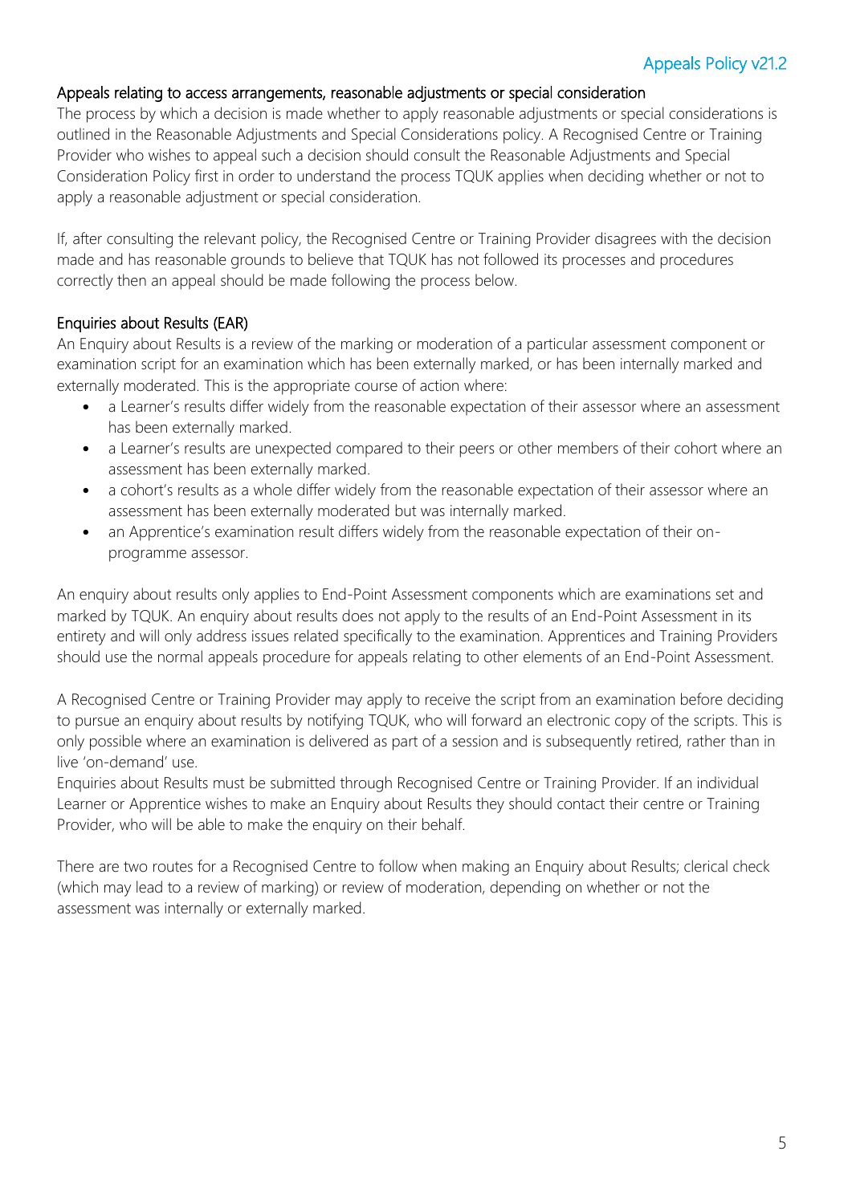### Appeals relating to access arrangements, reasonable adjustments or special consideration

The process by which a decision is made whether to apply reasonable adjustments or special considerations is outlined in the Reasonable Adjustments and Special Considerations policy. A Recognised Centre or Training Provider who wishes to appeal such a decision should consult the Reasonable Adjustments and Special Consideration Policy first in order to understand the process TQUK applies when deciding whether or not to apply a reasonable adjustment or special consideration.

If, after consulting the relevant policy, the Recognised Centre or Training Provider disagrees with the decision made and has reasonable grounds to believe that TQUK has not followed its processes and procedures correctly then an appeal should be made following the process below.

### Enquiries about Results (EAR)

An Enquiry about Results is a review of the marking or moderation of a particular assessment component or examination script for an examination which has been externally marked, or has been internally marked and externally moderated. This is the appropriate course of action where:

- a Learner's results differ widely from the reasonable expectation of their assessor where an assessment has been externally marked.
- a Learner's results are unexpected compared to their peers or other members of their cohort where an assessment has been externally marked.
- a cohort's results as a whole differ widely from the reasonable expectation of their assessor where an assessment has been externally moderated but was internally marked.
- an Apprentice's examination result differs widely from the reasonable expectation of their on-programme assessor.

An enquiry about results only applies to End-Point Assessment components which are examinations set and marked by TQUK. An enquiry about results does not apply to the results of an End-Point Assessment in its entirety and will only address issues related specifically to the examination. Apprentices and Training Providers should use the normal appeals procedure for appeals relating to other elements of an End-Point Assessment.

A Recognised Centre or Training Provider may apply to receive the script from an examination before deciding to pursue an enquiry about results by notifying TQUK, who will forward an electronic copy of the scripts. This is only possible where an examination is delivered as part of a session and is subsequently retired, rather than in live 'on-demand' use.

Enquiries about Results must be submitted through Recognised Centre or Training Provider. If an individual Learner or Apprentice wishes to make an Enquiry about Results they should contact their centre or Training Provider, who will be able to make the enquiry on their behalf.

There are two routes for a Recognised Centre to follow when making an Enquiry about Results; clerical check (which may lead to a review of marking) or review of moderation, depending on whether or not the assessment was internally or externally marked.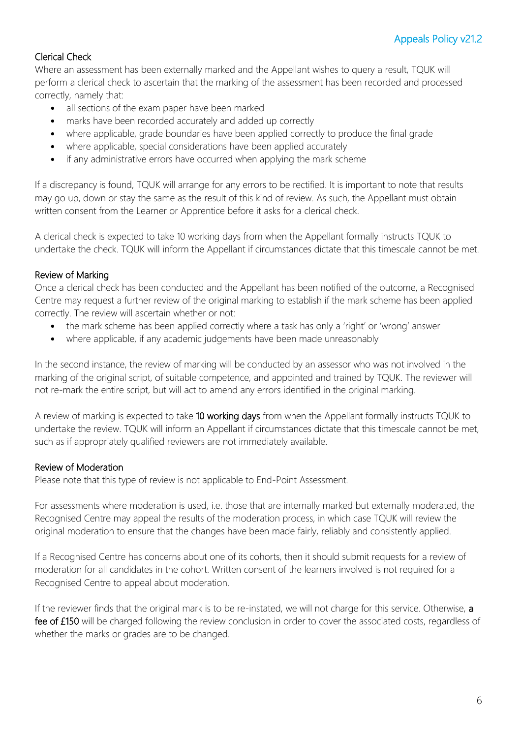### Clerical Check

Where an assessment has been externally marked and the Appellant wishes to query a result, TQUK will perform a clerical check to ascertain that the marking of the assessment has been recorded and processed correctly, namely that:

- all sections of the exam paper have been marked
- marks have been recorded accurately and added up correctly
- where applicable, grade boundaries have been applied correctly to produce the final grade
- where applicable, special considerations have been applied accurately
- if any administrative errors have occurred when applying the mark scheme

If a discrepancy is found, TQUK will arrange for any errors to be rectified. It is important to note that results may go up, down or stay the same as the result of this kind of review. As such, the Appellant must obtain written consent from the Learner or Apprentice before it asks for a clerical check.

A clerical check is expected to take 10 working days from when the Appellant formally instructs TQUK to undertake the check. TQUK will inform the Appellant if circumstances dictate that this timescale cannot be met.

### Review of Marking

Once a clerical check has been conducted and the Appellant has been notified of the outcome, a Recognised Centre may request a further review of the original marking to establish if the mark scheme has been applied correctly. The review will ascertain whether or not:

- the mark scheme has been applied correctly where a task has only a 'right' or 'wrong' answer
- where applicable, if any academic judgements have been made unreasonably

In the second instance, the review of marking will be conducted by an assessor who was not involved in the marking of the original script, of suitable competence, and appointed and trained by TQUK. The reviewer will not re-mark the entire script, but will act to amend any errors identified in the original marking.

A review of marking is expected to take **10 working days** from when the Appellant formally instructs TQUK to undertake the review. TQUK will inform an Appellant if circumstances dictate that this timescale cannot be met, such as if appropriately qualified reviewers are not immediately available.

### Review of Moderation

Please note that this type of review is not applicable to End-Point Assessment.

For assessments where moderation is used, i.e. those that are internally marked but externally moderated, the Recognised Centre may appeal the results of the moderation process, in which case TQUK will review the original moderation to ensure that the changes have been made fairly, reliably and consistently applied.

If a Recognised Centre has concerns about one of its cohorts, then it should submit requests for a review of moderation for all candidates in the cohort. Written consent of the learners involved is not required for a Recognised Centre to appeal about moderation.

If the reviewer finds that the original mark is to be re-instated, we will not charge for this service. Otherwise, **a fee of £150** will be charged following the review conclusion in order to cover the associated costs, regardless of whether the marks or grades are to be changed.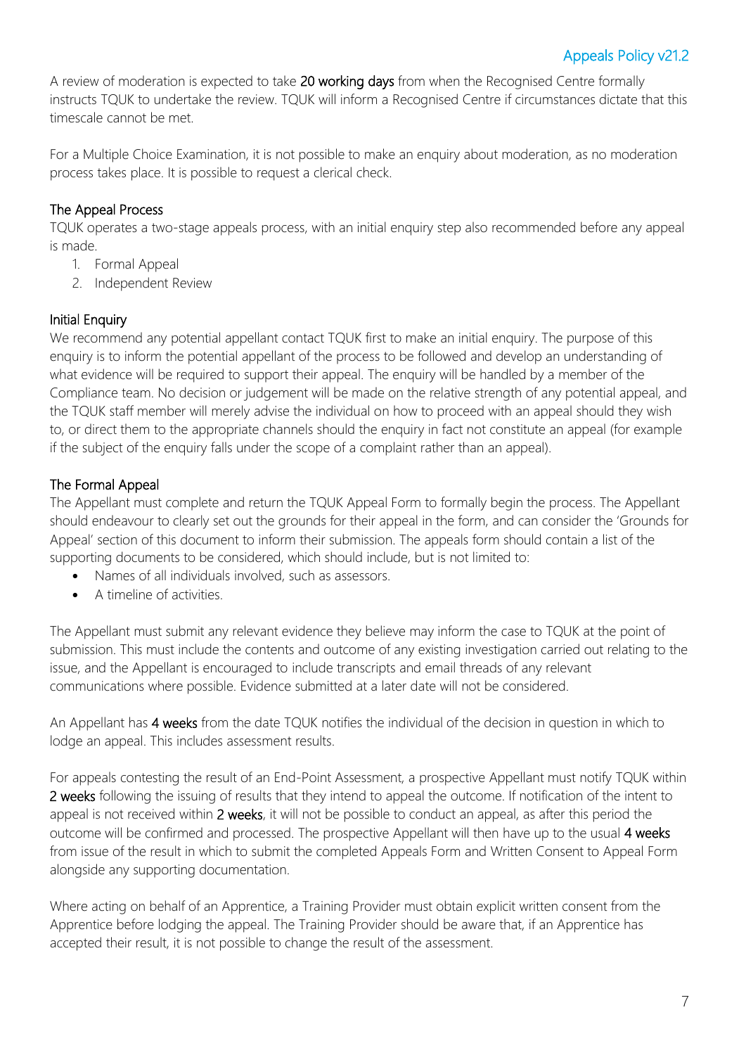A review of moderation is expected to take **20 working days** from when the Recognised Centre formally instructs TQUK to undertake the review. TQUK will inform a Recognised Centre if circumstances dictate that this timescale cannot be met.

For a Multiple Choice Examination, it is not possible to make an enquiry about moderation, as no moderation process takes place. It is possible to request a clerical check.

## The Appeal Process

TQUK operates a two-stage appeals process, with an initial enquiry step also recommended before any appeal is made.

1. Formal Appeal
2. Independent Review

## Initial Enquiry

We recommend any potential appellant contact TQUK first to make an initial enquiry. The purpose of this enquiry is to inform the potential appellant of the process to be followed and develop an understanding of what evidence will be required to support their appeal. The enquiry will be handled by a member of the Compliance team. No decision or judgement will be made on the relative strength of any potential appeal, and the TQUK staff member will merely advise the individual on how to proceed with an appeal should they wish to, or direct them to the appropriate channels should the enquiry in fact not constitute an appeal (for example if the subject of the enquiry falls under the scope of a complaint rather than an appeal).

## The Formal Appeal

The Appellant must complete and return the TQUK Appeal Form to formally begin the process. The Appellant should endeavour to clearly set out the grounds for their appeal in the form, and can consider the 'Grounds for Appeal' section of this document to inform their submission. The appeals form should contain a list of the supporting documents to be considered, which should include, but is not limited to:

- Names of all individuals involved, such as assessors.
- A timeline of activities.

The Appellant must submit any relevant evidence they believe may inform the case to TQUK at the point of submission. This must include the contents and outcome of any existing investigation carried out relating to the issue, and the Appellant is encouraged to include transcripts and email threads of any relevant communications where possible. Evidence submitted at a later date will not be considered.

An Appellant has **4 weeks** from the date TQUK notifies the individual of the decision in question in which to lodge an appeal. This includes assessment results.

For appeals contesting the result of an End-Point Assessment, a prospective Appellant must notify TQUK within **2 weeks** following the issuing of results that they intend to appeal the outcome. If notification of the intent to appeal is not received within **2 weeks**, it will not be possible to conduct an appeal, as after this period the outcome will be confirmed and processed. The prospective Appellant will then have up to the usual **4 weeks** from issue of the result in which to submit the completed Appeals Form and Written Consent to Appeal Form alongside any supporting documentation.

Where acting on behalf of an Apprentice, a Training Provider must obtain explicit written consent from the Apprentice before lodging the appeal. The Training Provider should be aware that, if an Apprentice has accepted their result, it is not possible to change the result of the assessment.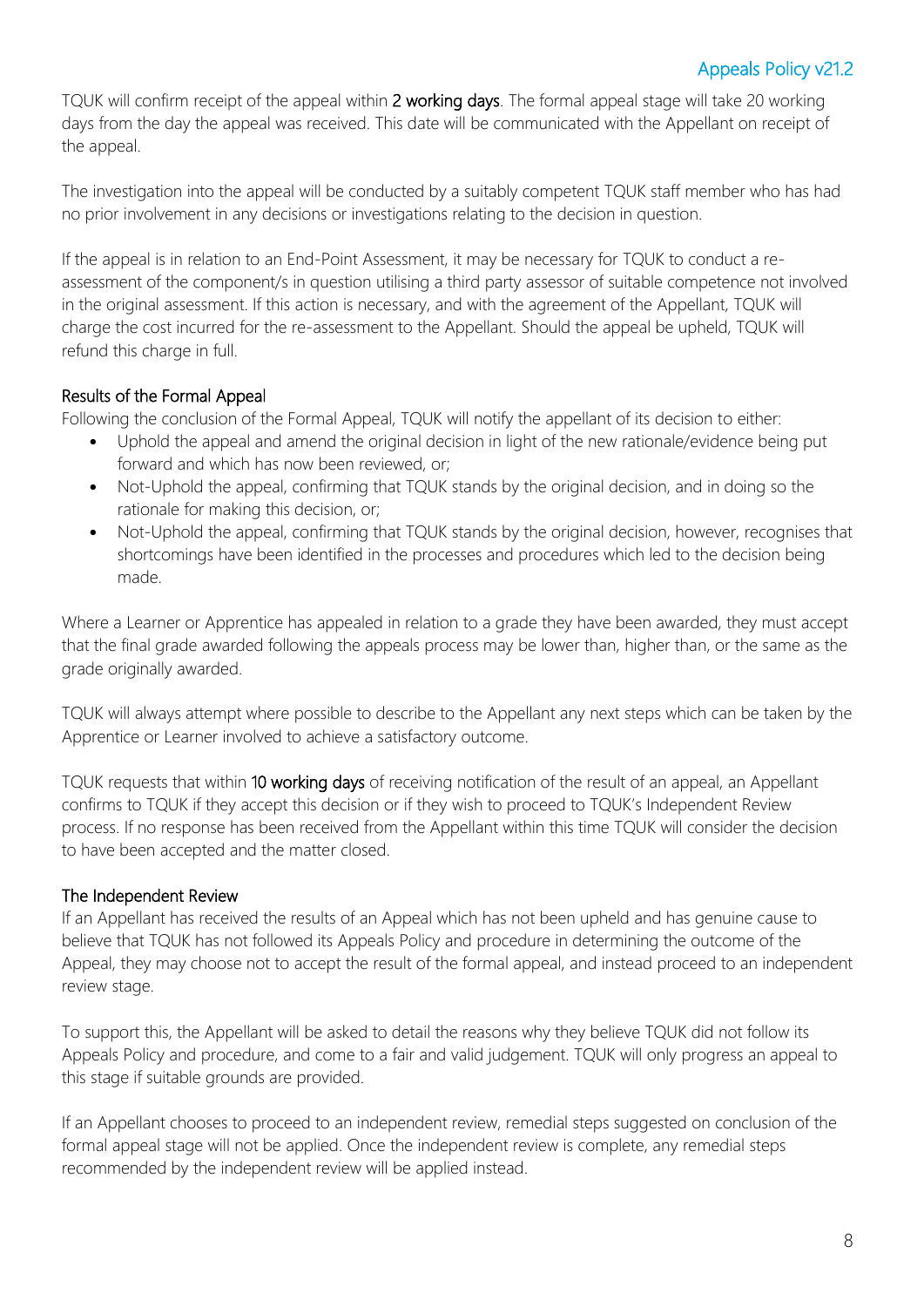TQUK will confirm receipt of the appeal within **2 working days**. The formal appeal stage will take 20 working days from the day the appeal was received. This date will be communicated with the Appellant on receipt of the appeal.

The investigation into the appeal will be conducted by a suitably competent TQUK staff member who has had no prior involvement in any decisions or investigations relating to the decision in question.

If the appeal is in relation to an End-Point Assessment, it may be necessary for TQUK to conduct a re-assessment of the component/s in question utilising a third party assessor of suitable competence not involved in the original assessment. If this action is necessary, and with the agreement of the Appellant, TQUK will charge the cost incurred for the re-assessment to the Appellant. Should the appeal be upheld, TQUK will refund this charge in full.

### Results of the Formal Appeal

Following the conclusion of the Formal Appeal, TQUK will notify the appellant of its decision to either:

- Uphold the appeal and amend the original decision in light of the new rationale/evidence being put forward and which has now been reviewed, or;
- Not-Uphold the appeal, confirming that TQUK stands by the original decision, and in doing so the rationale for making this decision, or;
- Not-Uphold the appeal, confirming that TQUK stands by the original decision, however, recognises that shortcomings have been identified in the processes and procedures which led to the decision being made.

Where a Learner or Apprentice has appealed in relation to a grade they have been awarded, they must accept that the final grade awarded following the appeals process may be lower than, higher than, or the same as the grade originally awarded.

TQUK will always attempt where possible to describe to the Appellant any next steps which can be taken by the Apprentice or Learner involved to achieve a satisfactory outcome.

TQUK requests that within **10 working days** of receiving notification of the result of an appeal, an Appellant confirms to TQUK if they accept this decision or if they wish to proceed to TQUK's Independent Review process. If no response has been received from the Appellant within this time TQUK will consider the decision to have been accepted and the matter closed.

### The Independent Review

If an Appellant has received the results of an Appeal which has not been upheld and has genuine cause to believe that TQUK has not followed its Appeals Policy and procedure in determining the outcome of the Appeal, they may choose not to accept the result of the formal appeal, and instead proceed to an independent review stage.

To support this, the Appellant will be asked to detail the reasons why they believe TQUK did not follow its Appeals Policy and procedure, and come to a fair and valid judgement. TQUK will only progress an appeal to this stage if suitable grounds are provided.

If an Appellant chooses to proceed to an independent review, remedial steps suggested on conclusion of the formal appeal stage will not be applied. Once the independent review is complete, any remedial steps recommended by the independent review will be applied instead.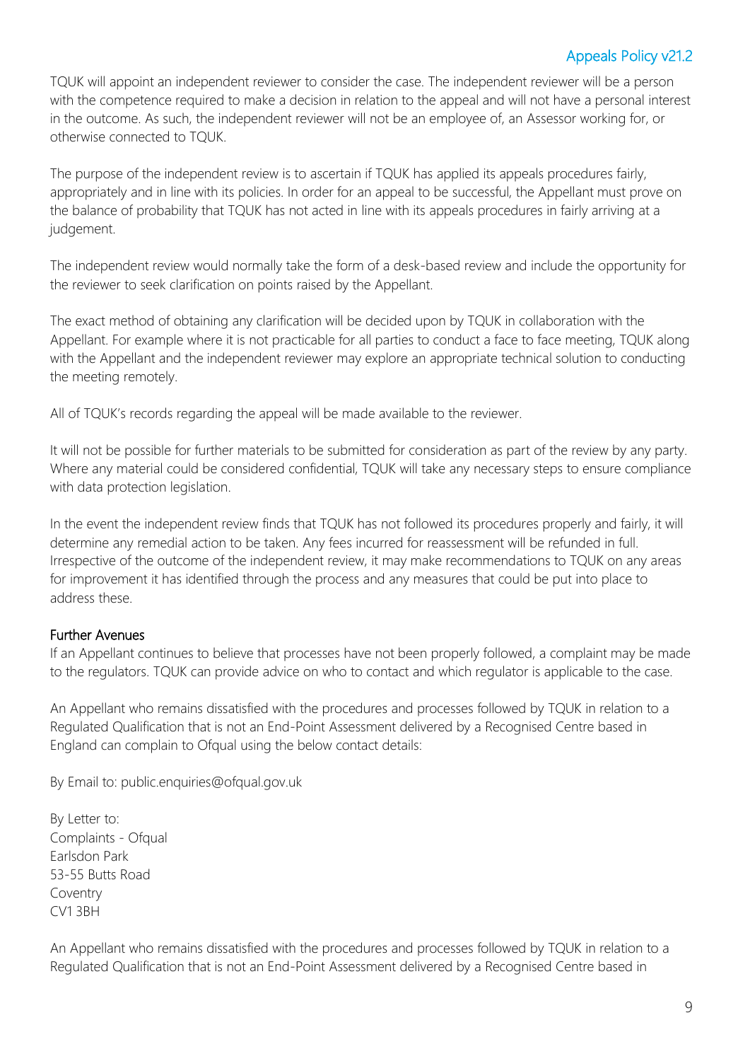TQUK will appoint an independent reviewer to consider the case. The independent reviewer will be a person with the competence required to make a decision in relation to the appeal and will not have a personal interest in the outcome. As such, the independent reviewer will not be an employee of, an Assessor working for, or otherwise connected to TQUK.

The purpose of the independent review is to ascertain if TQUK has applied its appeals procedures fairly, appropriately and in line with its policies. In order for an appeal to be successful, the Appellant must prove on the balance of probability that TQUK has not acted in line with its appeals procedures in fairly arriving at a judgement.

The independent review would normally take the form of a desk-based review and include the opportunity for the reviewer to seek clarification on points raised by the Appellant.

The exact method of obtaining any clarification will be decided upon by TQUK in collaboration with the Appellant. For example where it is not practicable for all parties to conduct a face to face meeting, TQUK along with the Appellant and the independent reviewer may explore an appropriate technical solution to conducting the meeting remotely.

All of TQUK's records regarding the appeal will be made available to the reviewer.

It will not be possible for further materials to be submitted for consideration as part of the review by any party. Where any material could be considered confidential, TQUK will take any necessary steps to ensure compliance with data protection legislation.

In the event the independent review finds that TQUK has not followed its procedures properly and fairly, it will determine any remedial action to be taken. Any fees incurred for reassessment will be refunded in full. Irrespective of the outcome of the independent review, it may make recommendations to TQUK on any areas for improvement it has identified through the process and any measures that could be put into place to address these.

### Further Avenues

If an Appellant continues to believe that processes have not been properly followed, a complaint may be made to the regulators. TQUK can provide advice on who to contact and which regulator is applicable to the case.

An Appellant who remains dissatisfied with the procedures and processes followed by TQUK in relation to a Regulated Qualification that is not an End-Point Assessment delivered by a Recognised Centre based in England can complain to Ofqual using the below contact details:

By Email to: public.enquiries@ofqual.gov.uk

By Letter to:
Complaints - Ofqual
Earlsdon Park
53-55 Butts Road
Coventry
CV1 3BH

An Appellant who remains dissatisfied with the procedures and processes followed by TQUK in relation to a Regulated Qualification that is not an End-Point Assessment delivered by a Recognised Centre based in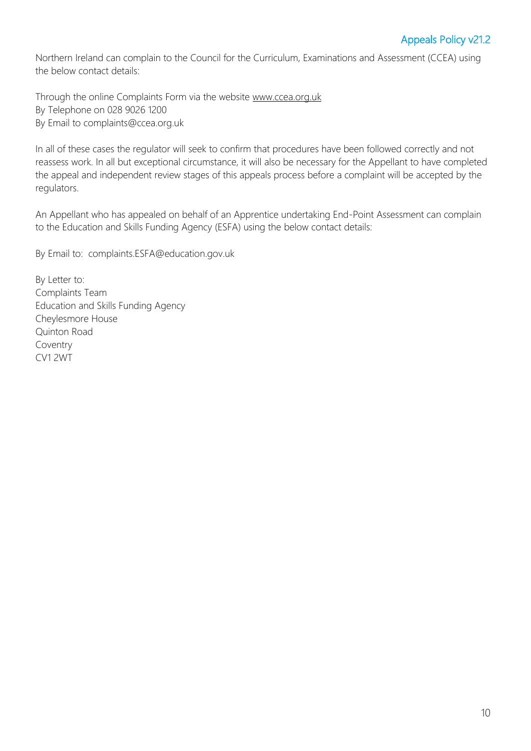Northern Ireland can complain to the Council for the Curriculum, Examinations and Assessment (CCEA) using the below contact details:

Through the online Complaints Form via the website www.ccea.org.uk
By Telephone on 028 9026 1200
By Email to complaints@ccea.org.uk

In all of these cases the regulator will seek to confirm that procedures have been followed correctly and not reassess work. In all but exceptional circumstance, it will also be necessary for the Appellant to have completed the appeal and independent review stages of this appeals process before a complaint will be accepted by the regulators.

An Appellant who has appealed on behalf of an Apprentice undertaking End-Point Assessment can complain to the Education and Skills Funding Agency (ESFA) using the below contact details:

By Email to: complaints.ESFA@education.gov.uk

By Letter to:
Complaints Team
Education and Skills Funding Agency
Cheylesmore House
Quinton Road
Coventry
CV1 2WT